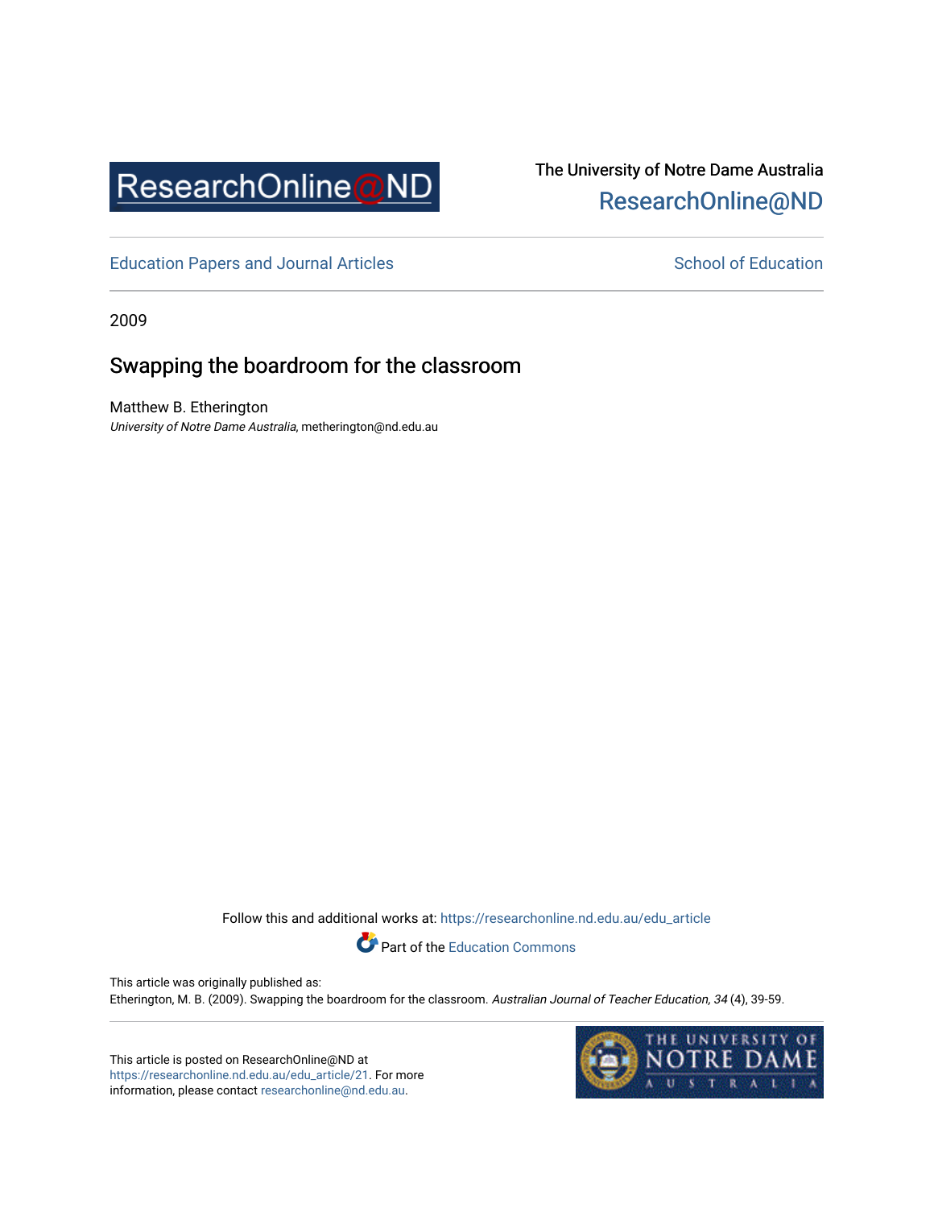ResearchOnline@ND

The University of Notre Dame Australia
ResearchOnline@ND

Education Papers and Journal Articles | School of Education

2009

# Swapping the boardroom for the classroom

Matthew B. Etherington
*University of Notre Dame Australia*, metherington@nd.edu.au

Follow this and additional works at: https://researchonline.nd.edu.au/edu_article

Part of the Education Commons

This article was originally published as:
Etherington, M. B. (2009). Swapping the boardroom for the classroom. *Australian Journal of Teacher Education, 34* (4), 39-59.

This article is posted on ResearchOnline@ND at https://researchonline.nd.edu.au/edu_article/21. For more information, please contact researchonline@nd.edu.au.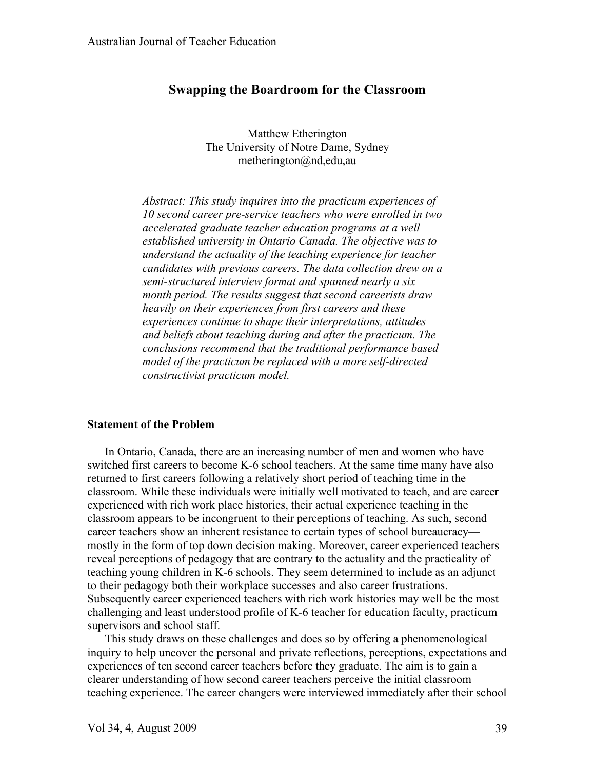# Swapping the Boardroom for the Classroom

Matthew Etherington
The University of Notre Dame, Sydney
metherington@nd,edu,au

*Abstract: This study inquires into the practicum experiences of 10 second career pre-service teachers who were enrolled in two accelerated graduate teacher education programs at a well established university in Ontario Canada. The objective was to understand the actuality of the teaching experience for teacher candidates with previous careers. The data collection drew on a semi-structured interview format and spanned nearly a six month period. The results suggest that second careerists draw heavily on their experiences from first careers and these experiences continue to shape their interpretations, attitudes and beliefs about teaching during and after the practicum. The conclusions recommend that the traditional performance based model of the practicum be replaced with a more self-directed constructivist practicum model.*

## Statement of the Problem

In Ontario, Canada, there are an increasing number of men and women who have switched first careers to become K-6 school teachers. At the same time many have also returned to first careers following a relatively short period of teaching time in the classroom. While these individuals were initially well motivated to teach, and are career experienced with rich work place histories, their actual experience teaching in the classroom appears to be incongruent to their perceptions of teaching. As such, second career teachers show an inherent resistance to certain types of school bureaucracy—mostly in the form of top down decision making. Moreover, career experienced teachers reveal perceptions of pedagogy that are contrary to the actuality and the practicality of teaching young children in K-6 schools. They seem determined to include as an adjunct to their pedagogy both their workplace successes and also career frustrations. Subsequently career experienced teachers with rich work histories may well be the most challenging and least understood profile of K-6 teacher for education faculty, practicum supervisors and school staff.

This study draws on these challenges and does so by offering a phenomenological inquiry to help uncover the personal and private reflections, perceptions, expectations and experiences of ten second career teachers before they graduate. The aim is to gain a clearer understanding of how second career teachers perceive the initial classroom teaching experience. The career changers were interviewed immediately after their school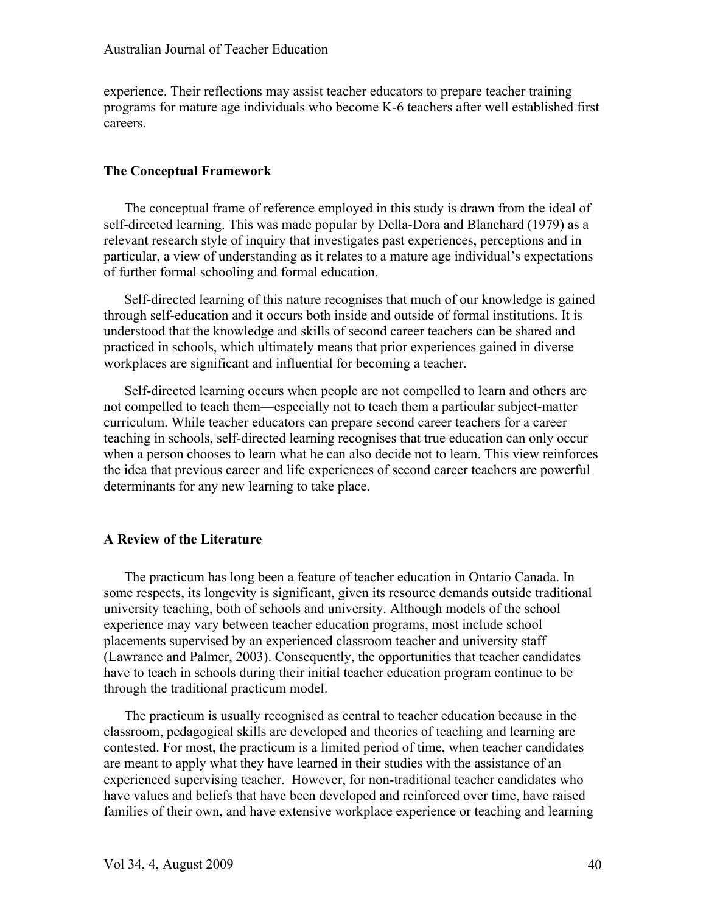experience. Their reflections may assist teacher educators to prepare teacher training programs for mature age individuals who become K-6 teachers after well established first careers.

## The Conceptual Framework

The conceptual frame of reference employed in this study is drawn from the ideal of self-directed learning. This was made popular by Della-Dora and Blanchard (1979) as a relevant research style of inquiry that investigates past experiences, perceptions and in particular, a view of understanding as it relates to a mature age individual's expectations of further formal schooling and formal education.

Self-directed learning of this nature recognises that much of our knowledge is gained through self-education and it occurs both inside and outside of formal institutions. It is understood that the knowledge and skills of second career teachers can be shared and practiced in schools, which ultimately means that prior experiences gained in diverse workplaces are significant and influential for becoming a teacher.

Self-directed learning occurs when people are not compelled to learn and others are not compelled to teach them—especially not to teach them a particular subject-matter curriculum. While teacher educators can prepare second career teachers for a career teaching in schools, self-directed learning recognises that true education can only occur when a person chooses to learn what he can also decide not to learn. This view reinforces the idea that previous career and life experiences of second career teachers are powerful determinants for any new learning to take place.

## A Review of the Literature

The practicum has long been a feature of teacher education in Ontario Canada. In some respects, its longevity is significant, given its resource demands outside traditional university teaching, both of schools and university. Although models of the school experience may vary between teacher education programs, most include school placements supervised by an experienced classroom teacher and university staff (Lawrance and Palmer, 2003). Consequently, the opportunities that teacher candidates have to teach in schools during their initial teacher education program continue to be through the traditional practicum model.

The practicum is usually recognised as central to teacher education because in the classroom, pedagogical skills are developed and theories of teaching and learning are contested. For most, the practicum is a limited period of time, when teacher candidates are meant to apply what they have learned in their studies with the assistance of an experienced supervising teacher. However, for non-traditional teacher candidates who have values and beliefs that have been developed and reinforced over time, have raised families of their own, and have extensive workplace experience or teaching and learning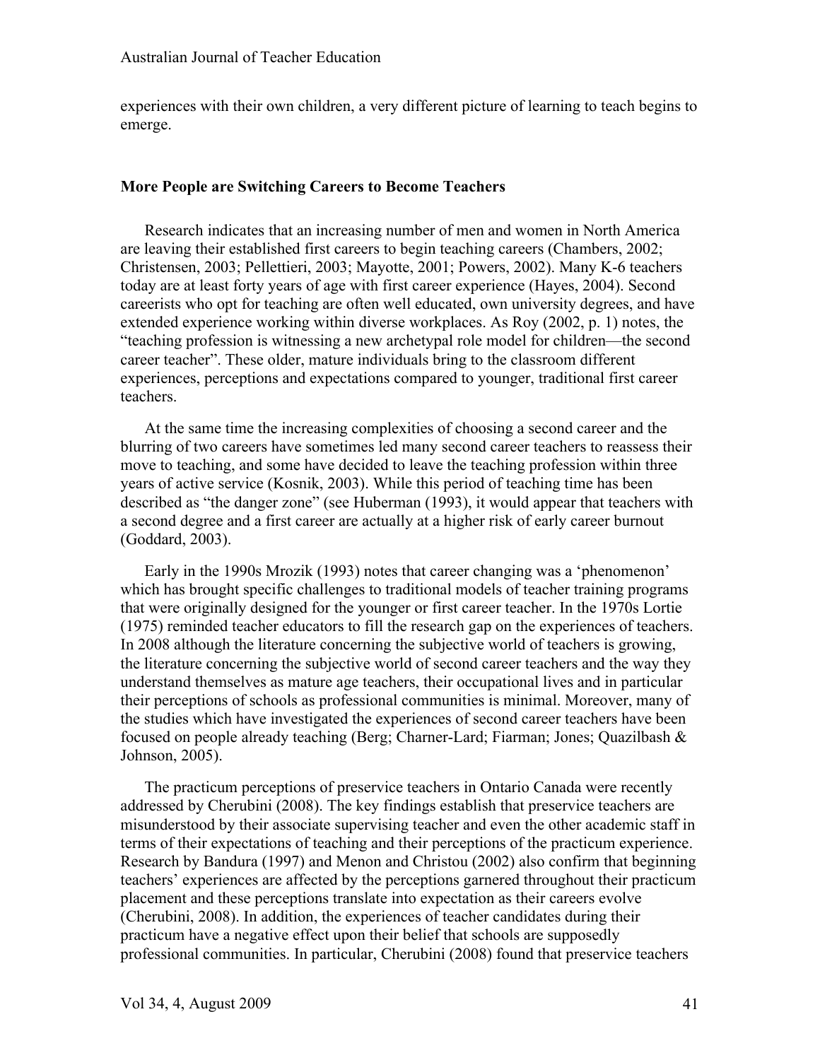experiences with their own children, a very different picture of learning to teach begins to emerge.

## More People are Switching Careers to Become Teachers

Research indicates that an increasing number of men and women in North America are leaving their established first careers to begin teaching careers (Chambers, 2002; Christensen, 2003; Pellettieri, 2003; Mayotte, 2001; Powers, 2002). Many K-6 teachers today are at least forty years of age with first career experience (Hayes, 2004). Second careerists who opt for teaching are often well educated, own university degrees, and have extended experience working within diverse workplaces. As Roy (2002, p. 1) notes, the "teaching profession is witnessing a new archetypal role model for children—the second career teacher". These older, mature individuals bring to the classroom different experiences, perceptions and expectations compared to younger, traditional first career teachers.

At the same time the increasing complexities of choosing a second career and the blurring of two careers have sometimes led many second career teachers to reassess their move to teaching, and some have decided to leave the teaching profession within three years of active service (Kosnik, 2003). While this period of teaching time has been described as "the danger zone" (see Huberman (1993), it would appear that teachers with a second degree and a first career are actually at a higher risk of early career burnout (Goddard, 2003).

Early in the 1990s Mrozik (1993) notes that career changing was a 'phenomenon' which has brought specific challenges to traditional models of teacher training programs that were originally designed for the younger or first career teacher. In the 1970s Lortie (1975) reminded teacher educators to fill the research gap on the experiences of teachers. In 2008 although the literature concerning the subjective world of teachers is growing, the literature concerning the subjective world of second career teachers and the way they understand themselves as mature age teachers, their occupational lives and in particular their perceptions of schools as professional communities is minimal. Moreover, many of the studies which have investigated the experiences of second career teachers have been focused on people already teaching (Berg; Charner-Lard; Fiarman; Jones; Quazilbash & Johnson, 2005).

The practicum perceptions of preservice teachers in Ontario Canada were recently addressed by Cherubini (2008). The key findings establish that preservice teachers are misunderstood by their associate supervising teacher and even the other academic staff in terms of their expectations of teaching and their perceptions of the practicum experience. Research by Bandura (1997) and Menon and Christou (2002) also confirm that beginning teachers' experiences are affected by the perceptions garnered throughout their practicum placement and these perceptions translate into expectation as their careers evolve (Cherubini, 2008). In addition, the experiences of teacher candidates during their practicum have a negative effect upon their belief that schools are supposedly professional communities. In particular, Cherubini (2008) found that preservice teachers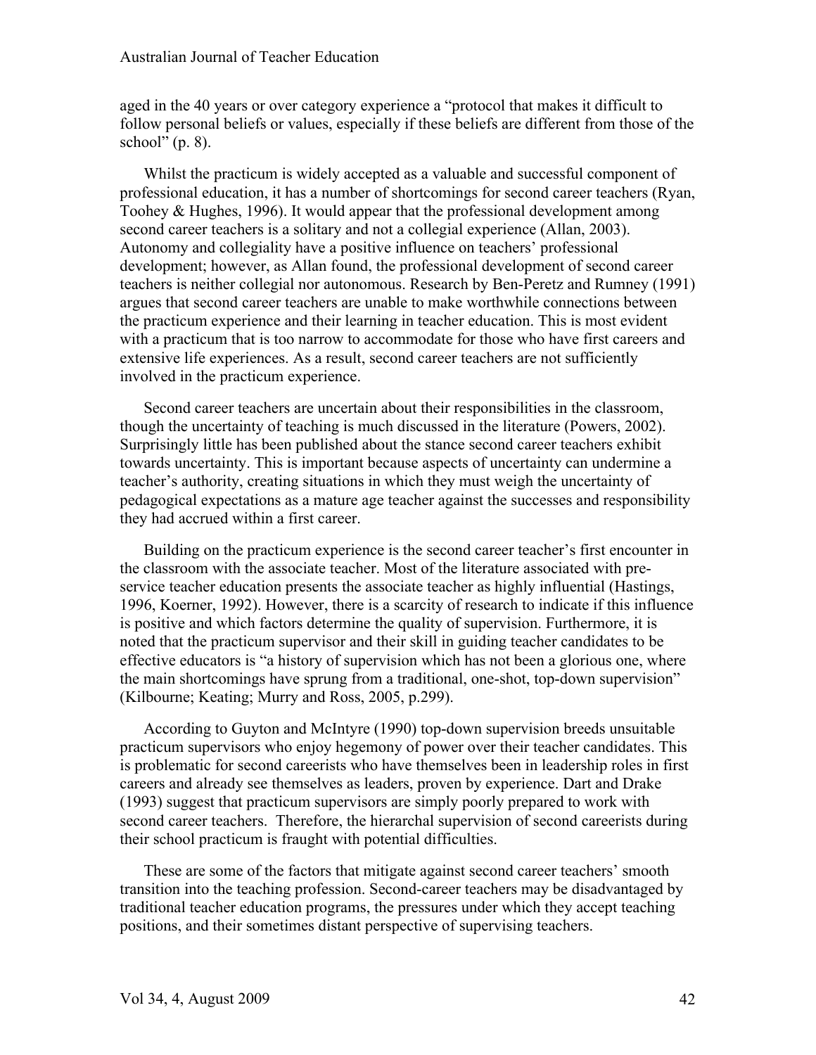aged in the 40 years or over category experience a "protocol that makes it difficult to follow personal beliefs or values, especially if these beliefs are different from those of the school" (p. 8).

Whilst the practicum is widely accepted as a valuable and successful component of professional education, it has a number of shortcomings for second career teachers (Ryan, Toohey & Hughes, 1996). It would appear that the professional development among second career teachers is a solitary and not a collegial experience (Allan, 2003). Autonomy and collegiality have a positive influence on teachers' professional development; however, as Allan found, the professional development of second career teachers is neither collegial nor autonomous. Research by Ben-Peretz and Rumney (1991) argues that second career teachers are unable to make worthwhile connections between the practicum experience and their learning in teacher education. This is most evident with a practicum that is too narrow to accommodate for those who have first careers and extensive life experiences. As a result, second career teachers are not sufficiently involved in the practicum experience.

Second career teachers are uncertain about their responsibilities in the classroom, though the uncertainty of teaching is much discussed in the literature (Powers, 2002). Surprisingly little has been published about the stance second career teachers exhibit towards uncertainty. This is important because aspects of uncertainty can undermine a teacher's authority, creating situations in which they must weigh the uncertainty of pedagogical expectations as a mature age teacher against the successes and responsibility they had accrued within a first career.

Building on the practicum experience is the second career teacher's first encounter in the classroom with the associate teacher. Most of the literature associated with pre-service teacher education presents the associate teacher as highly influential (Hastings, 1996, Koerner, 1992). However, there is a scarcity of research to indicate if this influence is positive and which factors determine the quality of supervision. Furthermore, it is noted that the practicum supervisor and their skill in guiding teacher candidates to be effective educators is "a history of supervision which has not been a glorious one, where the main shortcomings have sprung from a traditional, one-shot, top-down supervision" (Kilbourne; Keating; Murry and Ross, 2005, p.299).

According to Guyton and McIntyre (1990) top-down supervision breeds unsuitable practicum supervisors who enjoy hegemony of power over their teacher candidates. This is problematic for second careerists who have themselves been in leadership roles in first careers and already see themselves as leaders, proven by experience. Dart and Drake (1993) suggest that practicum supervisors are simply poorly prepared to work with second career teachers. Therefore, the hierarchal supervision of second careerists during their school practicum is fraught with potential difficulties.

These are some of the factors that mitigate against second career teachers' smooth transition into the teaching profession. Second-career teachers may be disadvantaged by traditional teacher education programs, the pressures under which they accept teaching positions, and their sometimes distant perspective of supervising teachers.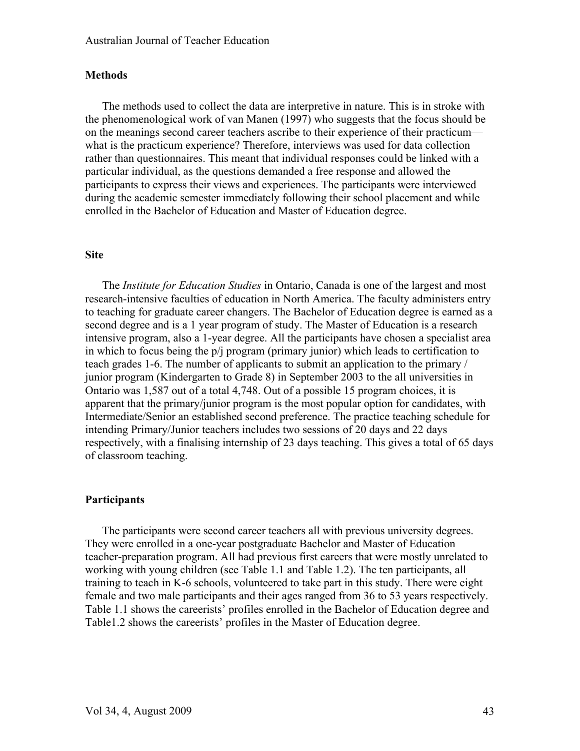### Methods

The methods used to collect the data are interpretive in nature. This is in stroke with the phenomenological work of van Manen (1997) who suggests that the focus should be on the meanings second career teachers ascribe to their experience of their practicum—what is the practicum experience? Therefore, interviews was used for data collection rather than questionnaires. This meant that individual responses could be linked with a particular individual, as the questions demanded a free response and allowed the participants to express their views and experiences. The participants were interviewed during the academic semester immediately following their school placement and while enrolled in the Bachelor of Education and Master of Education degree.

### Site

The *Institute for Education Studies* in Ontario, Canada is one of the largest and most research-intensive faculties of education in North America. The faculty administers entry to teaching for graduate career changers. The Bachelor of Education degree is earned as a second degree and is a 1 year program of study. The Master of Education is a research intensive program, also a 1-year degree. All the participants have chosen a specialist area in which to focus being the p/j program (primary junior) which leads to certification to teach grades 1-6. The number of applicants to submit an application to the primary / junior program (Kindergarten to Grade 8) in September 2003 to the all universities in Ontario was 1,587 out of a total 4,748. Out of a possible 15 program choices, it is apparent that the primary/junior program is the most popular option for candidates, with Intermediate/Senior an established second preference. The practice teaching schedule for intending Primary/Junior teachers includes two sessions of 20 days and 22 days respectively, with a finalising internship of 23 days teaching. This gives a total of 65 days of classroom teaching.

### Participants

The participants were second career teachers all with previous university degrees. They were enrolled in a one-year postgraduate Bachelor and Master of Education teacher-preparation program. All had previous first careers that were mostly unrelated to working with young children (see Table 1.1 and Table 1.2). The ten participants, all training to teach in K-6 schools, volunteered to take part in this study. There were eight female and two male participants and their ages ranged from 36 to 53 years respectively. Table 1.1 shows the careerists' profiles enrolled in the Bachelor of Education degree and Table1.2 shows the careerists' profiles in the Master of Education degree.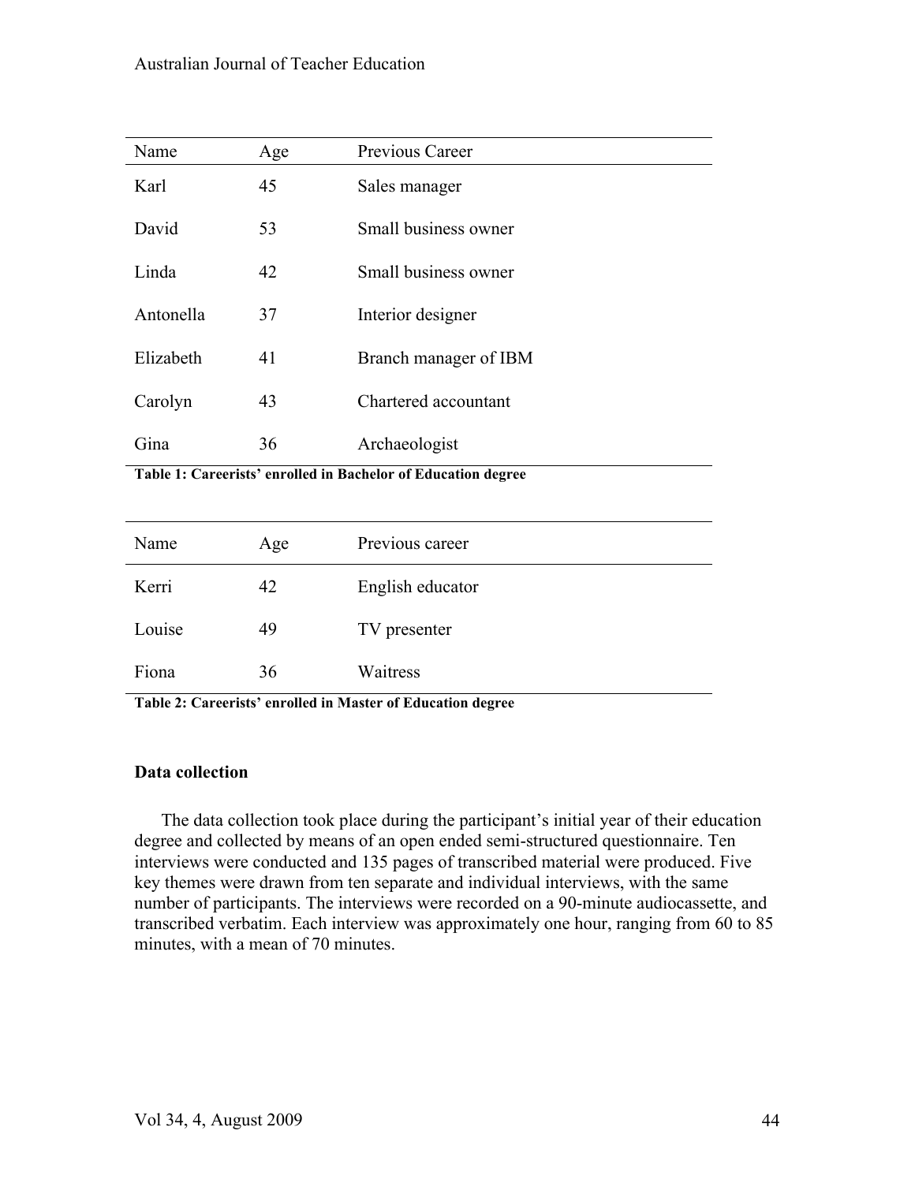| Name | Age | Previous Career |
|---|---|---|
| Karl | 45 | Sales manager |
| David | 53 | Small business owner |
| Linda | 42 | Small business owner |
| Antonella | 37 | Interior designer |
| Elizabeth | 41 | Branch manager of IBM |
| Carolyn | 43 | Chartered accountant |
| Gina | 36 | Archaeologist |

**Table 1: Careerists' enrolled in Bachelor of Education degree**

| Name | Age | Previous career |
|---|---|---|
| Kerri | 42 | English educator |
| Louise | 49 | TV presenter |
| Fiona | 36 | Waitress |

**Table 2: Careerists' enrolled in Master of Education degree**

### Data collection

The data collection took place during the participant's initial year of their education degree and collected by means of an open ended semi-structured questionnaire. Ten interviews were conducted and 135 pages of transcribed material were produced. Five key themes were drawn from ten separate and individual interviews, with the same number of participants. The interviews were recorded on a 90-minute audiocassette, and transcribed verbatim. Each interview was approximately one hour, ranging from 60 to 85 minutes, with a mean of 70 minutes.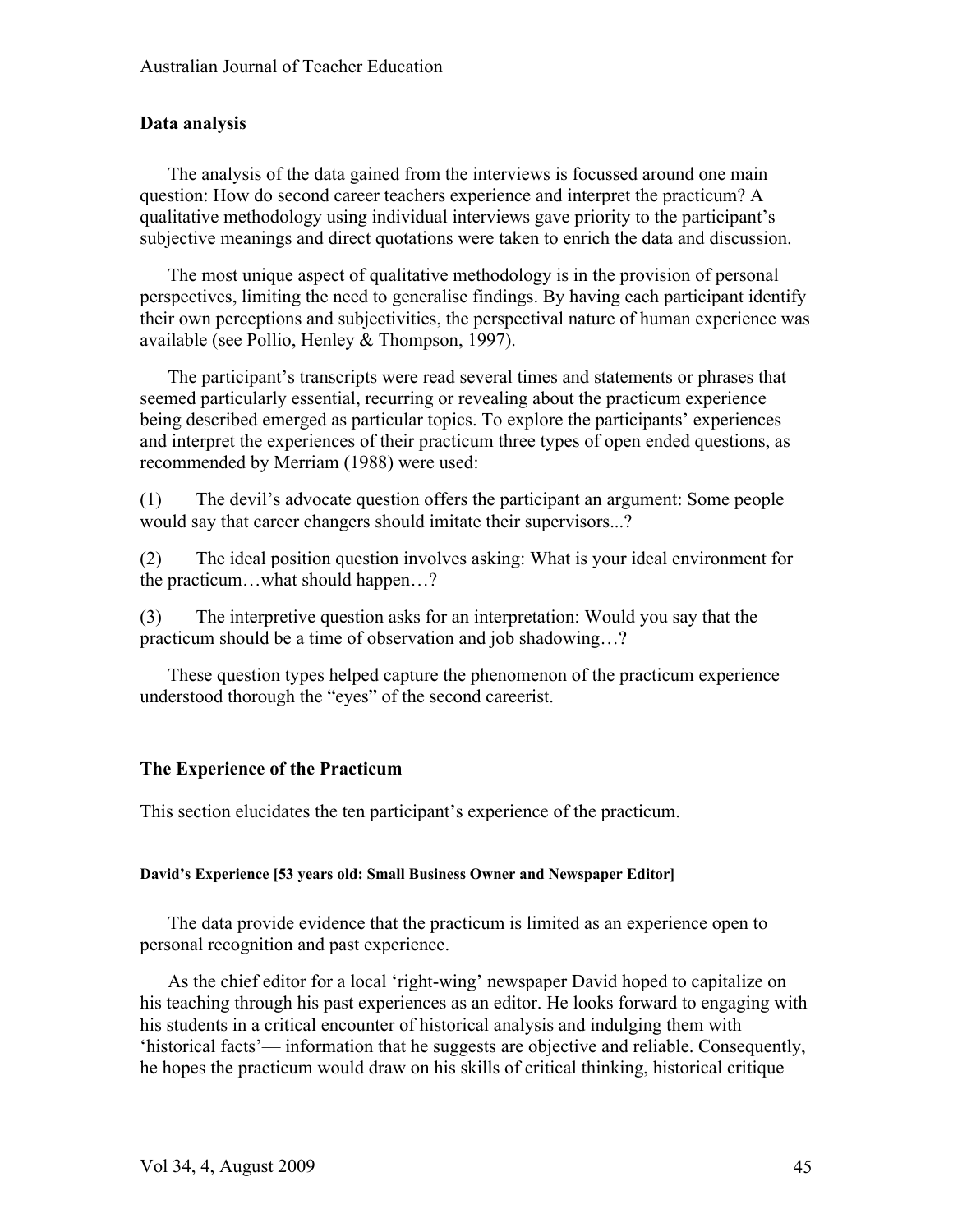### Data analysis

The analysis of the data gained from the interviews is focussed around one main question: How do second career teachers experience and interpret the practicum? A qualitative methodology using individual interviews gave priority to the participant's subjective meanings and direct quotations were taken to enrich the data and discussion.

The most unique aspect of qualitative methodology is in the provision of personal perspectives, limiting the need to generalise findings. By having each participant identify their own perceptions and subjectivities, the perspectival nature of human experience was available (see Pollio, Henley & Thompson, 1997).

The participant's transcripts were read several times and statements or phrases that seemed particularly essential, recurring or revealing about the practicum experience being described emerged as particular topics. To explore the participants' experiences and interpret the experiences of their practicum three types of open ended questions, as recommended by Merriam (1988) were used:

(1) The devil's advocate question offers the participant an argument: Some people would say that career changers should imitate their supervisors...?

(2) The ideal position question involves asking: What is your ideal environment for the practicum…what should happen…?

(3) The interpretive question asks for an interpretation: Would you say that the practicum should be a time of observation and job shadowing…?

These question types helped capture the phenomenon of the practicum experience understood thorough the "eyes" of the second careerist.

### The Experience of the Practicum

This section elucidates the ten participant's experience of the practicum.

#### David's Experience [53 years old: Small Business Owner and Newspaper Editor]

The data provide evidence that the practicum is limited as an experience open to personal recognition and past experience.

As the chief editor for a local 'right-wing' newspaper David hoped to capitalize on his teaching through his past experiences as an editor. He looks forward to engaging with his students in a critical encounter of historical analysis and indulging them with 'historical facts'— information that he suggests are objective and reliable. Consequently, he hopes the practicum would draw on his skills of critical thinking, historical critique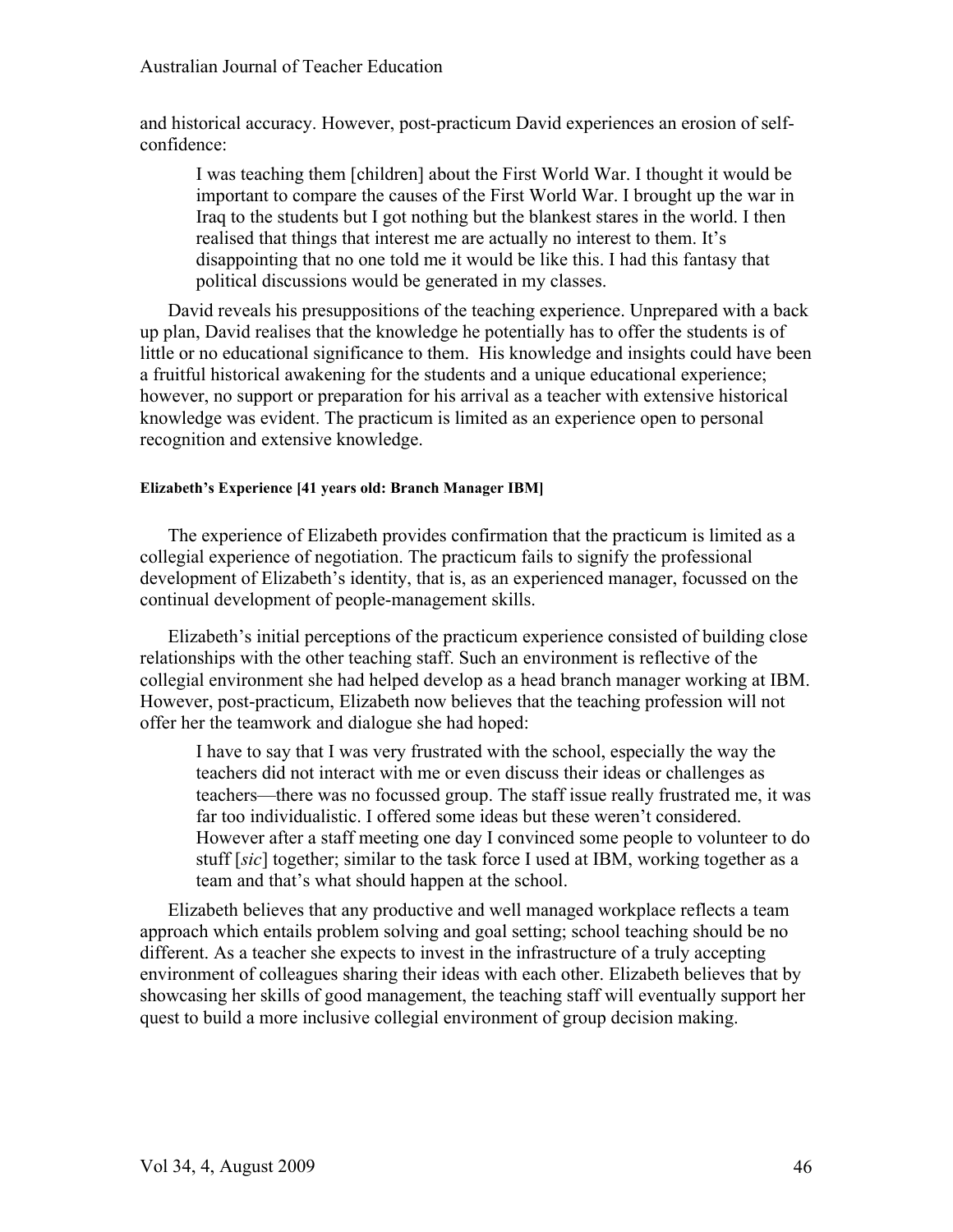and historical accuracy. However, post-practicum David experiences an erosion of self-confidence:

> I was teaching them [children] about the First World War. I thought it would be important to compare the causes of the First World War. I brought up the war in Iraq to the students but I got nothing but the blankest stares in the world. I then realised that things that interest me are actually no interest to them. It's disappointing that no one told me it would be like this. I had this fantasy that political discussions would be generated in my classes.

David reveals his presuppositions of the teaching experience. Unprepared with a back up plan, David realises that the knowledge he potentially has to offer the students is of little or no educational significance to them. His knowledge and insights could have been a fruitful historical awakening for the students and a unique educational experience; however, no support or preparation for his arrival as a teacher with extensive historical knowledge was evident. The practicum is limited as an experience open to personal recognition and extensive knowledge.

#### Elizabeth's Experience [41 years old: Branch Manager IBM]

The experience of Elizabeth provides confirmation that the practicum is limited as a collegial experience of negotiation. The practicum fails to signify the professional development of Elizabeth's identity, that is, as an experienced manager, focussed on the continual development of people-management skills.

Elizabeth's initial perceptions of the practicum experience consisted of building close relationships with the other teaching staff. Such an environment is reflective of the collegial environment she had helped develop as a head branch manager working at IBM. However, post-practicum, Elizabeth now believes that the teaching profession will not offer her the teamwork and dialogue she had hoped:

> I have to say that I was very frustrated with the school, especially the way the teachers did not interact with me or even discuss their ideas or challenges as teachers—there was no focussed group. The staff issue really frustrated me, it was far too individualistic. I offered some ideas but these weren't considered. However after a staff meeting one day I convinced some people to volunteer to do stuff [*sic*] together; similar to the task force I used at IBM, working together as a team and that's what should happen at the school.

Elizabeth believes that any productive and well managed workplace reflects a team approach which entails problem solving and goal setting; school teaching should be no different. As a teacher she expects to invest in the infrastructure of a truly accepting environment of colleagues sharing their ideas with each other. Elizabeth believes that by showcasing her skills of good management, the teaching staff will eventually support her quest to build a more inclusive collegial environment of group decision making.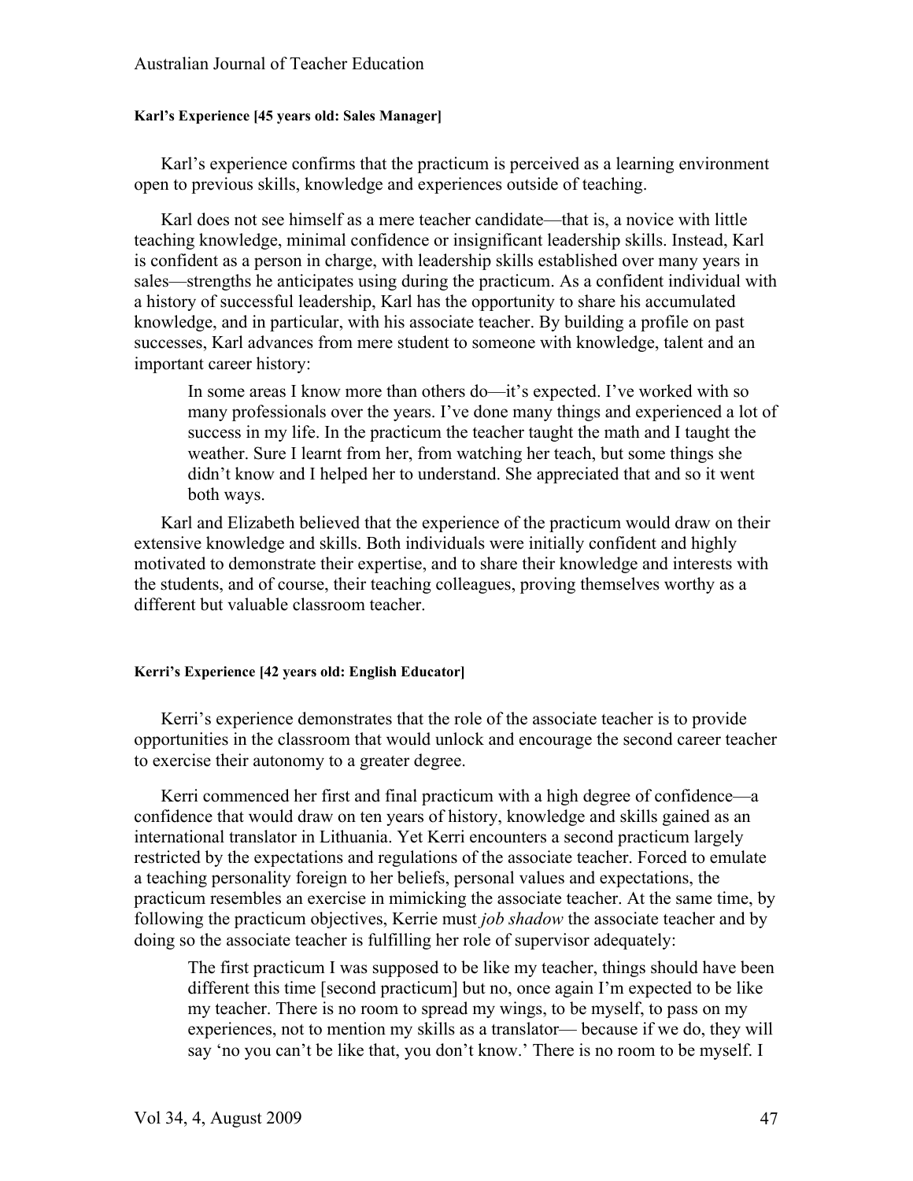#### Karl's Experience [45 years old: Sales Manager]

Karl's experience confirms that the practicum is perceived as a learning environment open to previous skills, knowledge and experiences outside of teaching.

Karl does not see himself as a mere teacher candidate—that is, a novice with little teaching knowledge, minimal confidence or insignificant leadership skills. Instead, Karl is confident as a person in charge, with leadership skills established over many years in sales—strengths he anticipates using during the practicum. As a confident individual with a history of successful leadership, Karl has the opportunity to share his accumulated knowledge, and in particular, with his associate teacher. By building a profile on past successes, Karl advances from mere student to someone with knowledge, talent and an important career history:

> In some areas I know more than others do—it's expected. I've worked with so many professionals over the years. I've done many things and experienced a lot of success in my life. In the practicum the teacher taught the math and I taught the weather. Sure I learnt from her, from watching her teach, but some things she didn't know and I helped her to understand. She appreciated that and so it went both ways.

Karl and Elizabeth believed that the experience of the practicum would draw on their extensive knowledge and skills. Both individuals were initially confident and highly motivated to demonstrate their expertise, and to share their knowledge and interests with the students, and of course, their teaching colleagues, proving themselves worthy as a different but valuable classroom teacher.

#### Kerri's Experience [42 years old: English Educator]

Kerri's experience demonstrates that the role of the associate teacher is to provide opportunities in the classroom that would unlock and encourage the second career teacher to exercise their autonomy to a greater degree.

Kerri commenced her first and final practicum with a high degree of confidence—a confidence that would draw on ten years of history, knowledge and skills gained as an international translator in Lithuania. Yet Kerri encounters a second practicum largely restricted by the expectations and regulations of the associate teacher. Forced to emulate a teaching personality foreign to her beliefs, personal values and expectations, the practicum resembles an exercise in mimicking the associate teacher. At the same time, by following the practicum objectives, Kerrie must *job shadow* the associate teacher and by doing so the associate teacher is fulfilling her role of supervisor adequately:

> The first practicum I was supposed to be like my teacher, things should have been different this time [second practicum] but no, once again I'm expected to be like my teacher. There is no room to spread my wings, to be myself, to pass on my experiences, not to mention my skills as a translator— because if we do, they will say 'no you can't be like that, you don't know.' There is no room to be myself. I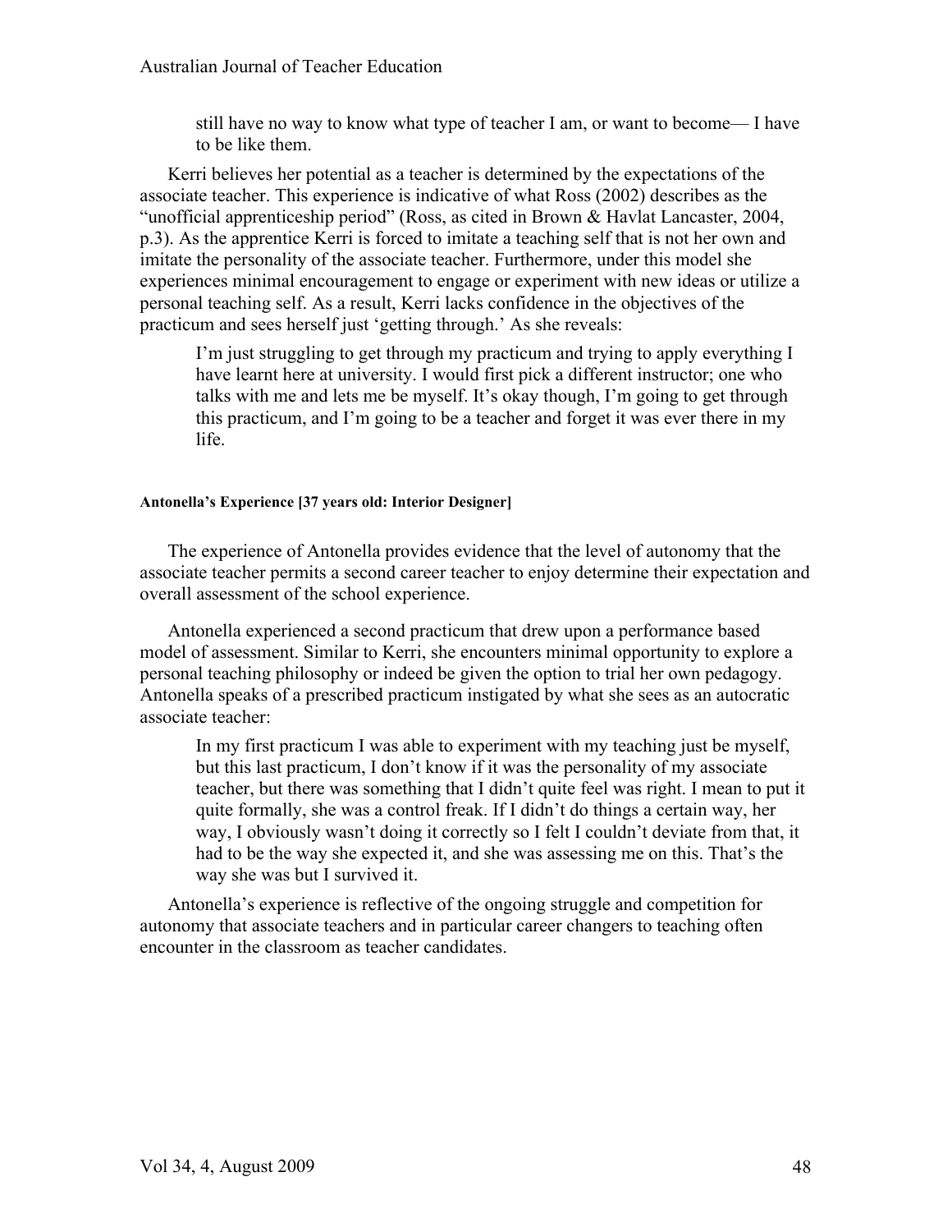> still have no way to know what type of teacher I am, or want to become— I have to be like them.

Kerri believes her potential as a teacher is determined by the expectations of the associate teacher. This experience is indicative of what Ross (2002) describes as the "unofficial apprenticeship period" (Ross, as cited in Brown & Havlat Lancaster, 2004, p.3). As the apprentice Kerri is forced to imitate a teaching self that is not her own and imitate the personality of the associate teacher. Furthermore, under this model she experiences minimal encouragement to engage or experiment with new ideas or utilize a personal teaching self. As a result, Kerri lacks confidence in the objectives of the practicum and sees herself just 'getting through.' As she reveals:

> I'm just struggling to get through my practicum and trying to apply everything I have learnt here at university. I would first pick a different instructor; one who talks with me and lets me be myself. It's okay though, I'm going to get through this practicum, and I'm going to be a teacher and forget it was ever there in my life.

#### Antonella's Experience [37 years old: Interior Designer]

The experience of Antonella provides evidence that the level of autonomy that the associate teacher permits a second career teacher to enjoy determine their expectation and overall assessment of the school experience.

Antonella experienced a second practicum that drew upon a performance based model of assessment. Similar to Kerri, she encounters minimal opportunity to explore a personal teaching philosophy or indeed be given the option to trial her own pedagogy. Antonella speaks of a prescribed practicum instigated by what she sees as an autocratic associate teacher:

> In my first practicum I was able to experiment with my teaching just be myself, but this last practicum, I don't know if it was the personality of my associate teacher, but there was something that I didn't quite feel was right. I mean to put it quite formally, she was a control freak. If I didn't do things a certain way, her way, I obviously wasn't doing it correctly so I felt I couldn't deviate from that, it had to be the way she expected it, and she was assessing me on this. That's the way she was but I survived it.

Antonella's experience is reflective of the ongoing struggle and competition for autonomy that associate teachers and in particular career changers to teaching often encounter in the classroom as teacher candidates.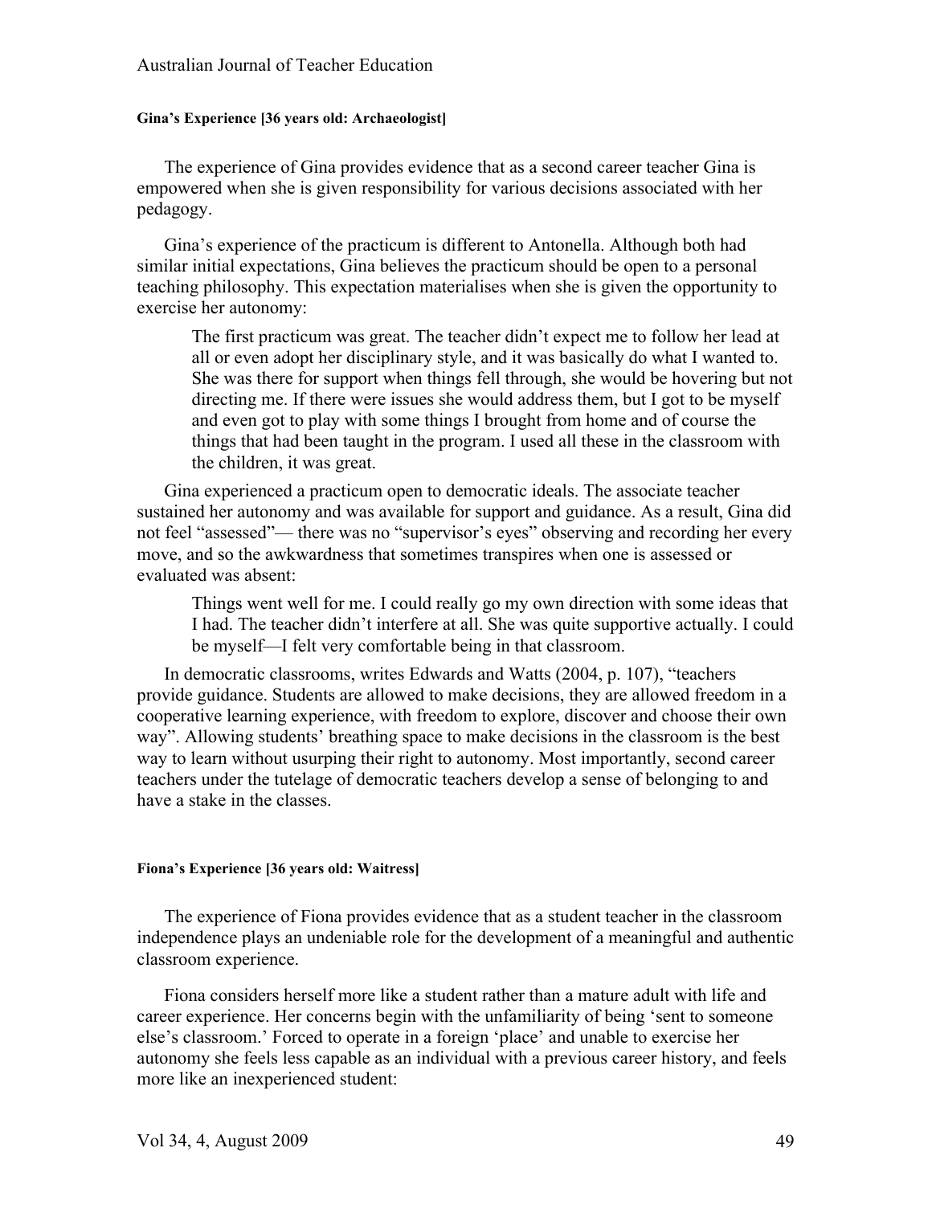#### Gina's Experience [36 years old: Archaeologist]

The experience of Gina provides evidence that as a second career teacher Gina is empowered when she is given responsibility for various decisions associated with her pedagogy.

Gina's experience of the practicum is different to Antonella. Although both had similar initial expectations, Gina believes the practicum should be open to a personal teaching philosophy. This expectation materialises when she is given the opportunity to exercise her autonomy:

> The first practicum was great. The teacher didn't expect me to follow her lead at all or even adopt her disciplinary style, and it was basically do what I wanted to. She was there for support when things fell through, she would be hovering but not directing me. If there were issues she would address them, but I got to be myself and even got to play with some things I brought from home and of course the things that had been taught in the program. I used all these in the classroom with the children, it was great.

Gina experienced a practicum open to democratic ideals. The associate teacher sustained her autonomy and was available for support and guidance. As a result, Gina did not feel "assessed"— there was no "supervisor's eyes" observing and recording her every move, and so the awkwardness that sometimes transpires when one is assessed or evaluated was absent:

> Things went well for me. I could really go my own direction with some ideas that I had. The teacher didn't interfere at all. She was quite supportive actually. I could be myself—I felt very comfortable being in that classroom.

In democratic classrooms, writes Edwards and Watts (2004, p. 107), "teachers provide guidance. Students are allowed to make decisions, they are allowed freedom in a cooperative learning experience, with freedom to explore, discover and choose their own way". Allowing students' breathing space to make decisions in the classroom is the best way to learn without usurping their right to autonomy. Most importantly, second career teachers under the tutelage of democratic teachers develop a sense of belonging to and have a stake in the classes.

#### Fiona's Experience [36 years old: Waitress]

The experience of Fiona provides evidence that as a student teacher in the classroom independence plays an undeniable role for the development of a meaningful and authentic classroom experience.

Fiona considers herself more like a student rather than a mature adult with life and career experience. Her concerns begin with the unfamiliarity of being 'sent to someone else's classroom.' Forced to operate in a foreign 'place' and unable to exercise her autonomy she feels less capable as an individual with a previous career history, and feels more like an inexperienced student: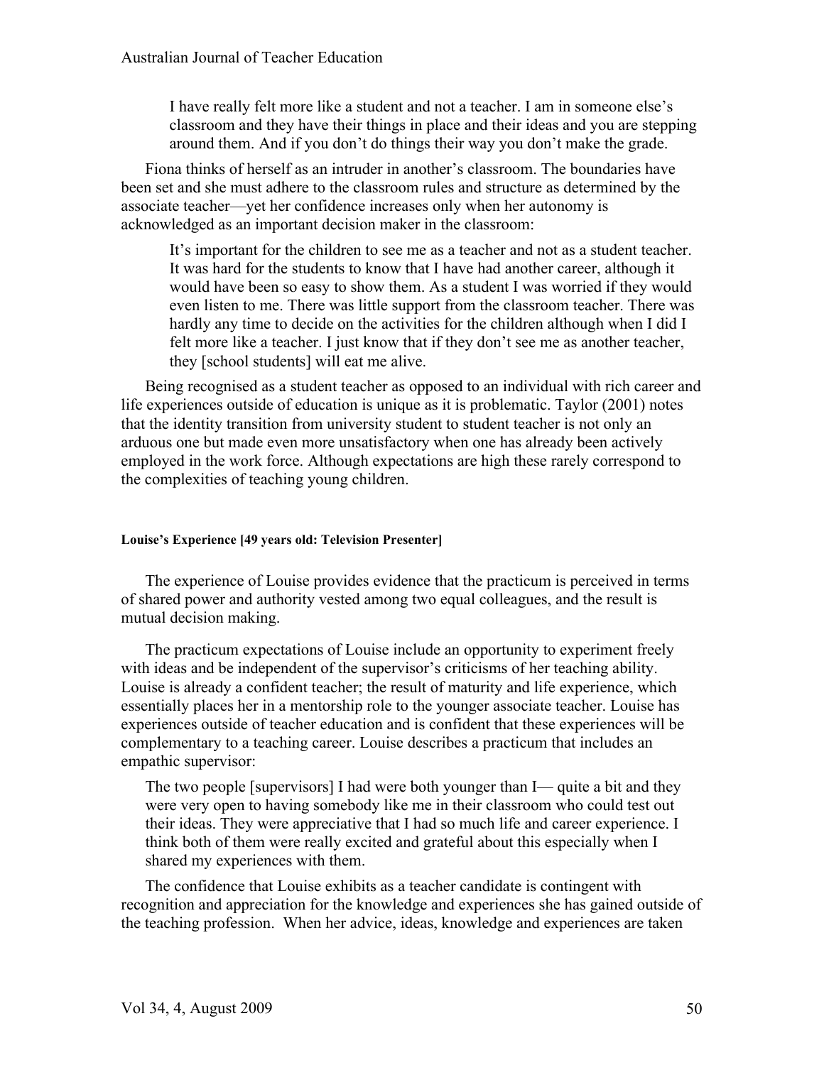> I have really felt more like a student and not a teacher. I am in someone else's classroom and they have their things in place and their ideas and you are stepping around them. And if you don't do things their way you don't make the grade.

Fiona thinks of herself as an intruder in another's classroom. The boundaries have been set and she must adhere to the classroom rules and structure as determined by the associate teacher—yet her confidence increases only when her autonomy is acknowledged as an important decision maker in the classroom:

> It's important for the children to see me as a teacher and not as a student teacher. It was hard for the students to know that I have had another career, although it would have been so easy to show them. As a student I was worried if they would even listen to me. There was little support from the classroom teacher. There was hardly any time to decide on the activities for the children although when I did I felt more like a teacher. I just know that if they don't see me as another teacher, they [school students] will eat me alive.

Being recognised as a student teacher as opposed to an individual with rich career and life experiences outside of education is unique as it is problematic. Taylor (2001) notes that the identity transition from university student to student teacher is not only an arduous one but made even more unsatisfactory when one has already been actively employed in the work force. Although expectations are high these rarely correspond to the complexities of teaching young children.

#### Louise's Experience [49 years old: Television Presenter]

The experience of Louise provides evidence that the practicum is perceived in terms of shared power and authority vested among two equal colleagues, and the result is mutual decision making.

The practicum expectations of Louise include an opportunity to experiment freely with ideas and be independent of the supervisor's criticisms of her teaching ability. Louise is already a confident teacher; the result of maturity and life experience, which essentially places her in a mentorship role to the younger associate teacher. Louise has experiences outside of teacher education and is confident that these experiences will be complementary to a teaching career. Louise describes a practicum that includes an empathic supervisor:

> The two people [supervisors] I had were both younger than I— quite a bit and they were very open to having somebody like me in their classroom who could test out their ideas. They were appreciative that I had so much life and career experience. I think both of them were really excited and grateful about this especially when I shared my experiences with them.

The confidence that Louise exhibits as a teacher candidate is contingent with recognition and appreciation for the knowledge and experiences she has gained outside of the teaching profession. When her advice, ideas, knowledge and experiences are taken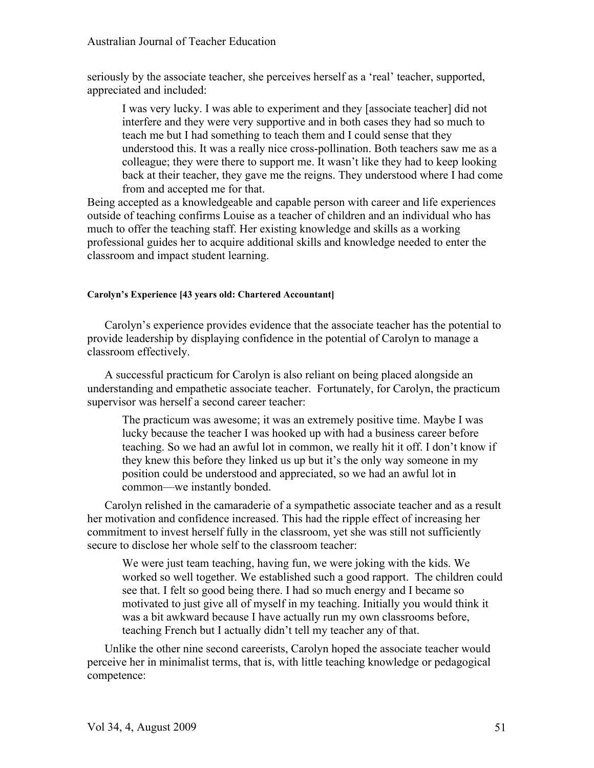seriously by the associate teacher, she perceives herself as a 'real' teacher, supported, appreciated and included:

> I was very lucky. I was able to experiment and they [associate teacher] did not interfere and they were very supportive and in both cases they had so much to teach me but I had something to teach them and I could sense that they understood this. It was a really nice cross-pollination. Both teachers saw me as a colleague; they were there to support me. It wasn't like they had to keep looking back at their teacher, they gave me the reigns. They understood where I had come from and accepted me for that.

Being accepted as a knowledgeable and capable person with career and life experiences outside of teaching confirms Louise as a teacher of children and an individual who has much to offer the teaching staff. Her existing knowledge and skills as a working professional guides her to acquire additional skills and knowledge needed to enter the classroom and impact student learning.

#### Carolyn's Experience [43 years old: Chartered Accountant]

Carolyn's experience provides evidence that the associate teacher has the potential to provide leadership by displaying confidence in the potential of Carolyn to manage a classroom effectively.

A successful practicum for Carolyn is also reliant on being placed alongside an understanding and empathetic associate teacher. Fortunately, for Carolyn, the practicum supervisor was herself a second career teacher:

> The practicum was awesome; it was an extremely positive time. Maybe I was lucky because the teacher I was hooked up with had a business career before teaching. So we had an awful lot in common, we really hit it off. I don't know if they knew this before they linked us up but it's the only way someone in my position could be understood and appreciated, so we had an awful lot in common—we instantly bonded.

Carolyn relished in the camaraderie of a sympathetic associate teacher and as a result her motivation and confidence increased. This had the ripple effect of increasing her commitment to invest herself fully in the classroom, yet she was still not sufficiently secure to disclose her whole self to the classroom teacher:

> We were just team teaching, having fun, we were joking with the kids. We worked so well together. We established such a good rapport. The children could see that. I felt so good being there. I had so much energy and I became so motivated to just give all of myself in my teaching. Initially you would think it was a bit awkward because I have actually run my own classrooms before, teaching French but I actually didn't tell my teacher any of that.

Unlike the other nine second careerists, Carolyn hoped the associate teacher would perceive her in minimalist terms, that is, with little teaching knowledge or pedagogical competence: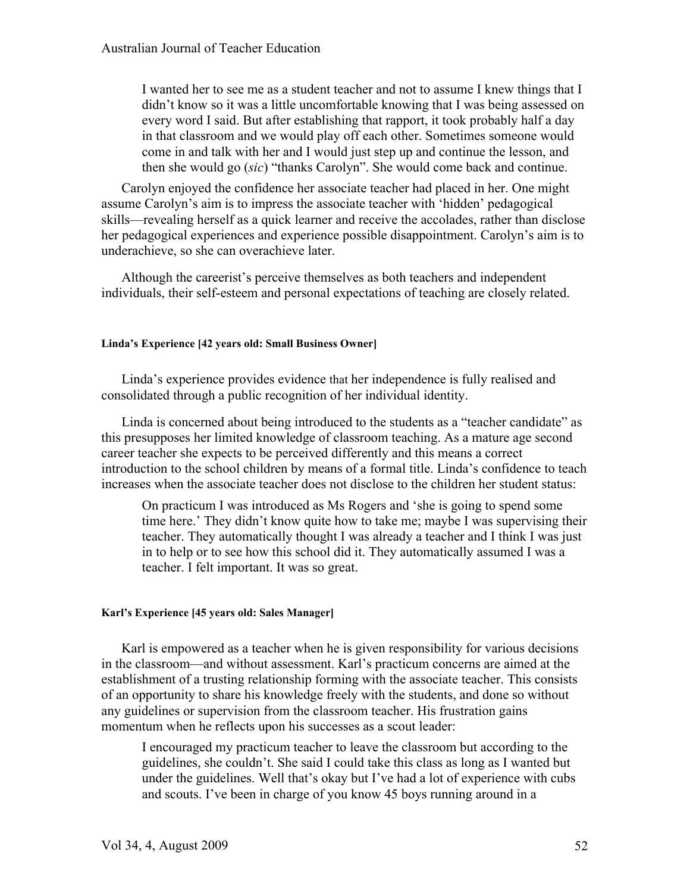> I wanted her to see me as a student teacher and not to assume I knew things that I didn't know so it was a little uncomfortable knowing that I was being assessed on every word I said. But after establishing that rapport, it took probably half a day in that classroom and we would play off each other. Sometimes someone would come in and talk with her and I would just step up and continue the lesson, and then she would go (*sic*) "thanks Carolyn". She would come back and continue.

Carolyn enjoyed the confidence her associate teacher had placed in her. One might assume Carolyn's aim is to impress the associate teacher with 'hidden' pedagogical skills—revealing herself as a quick learner and receive the accolades, rather than disclose her pedagogical experiences and experience possible disappointment. Carolyn's aim is to underachieve, so she can overachieve later.

Although the careerist's perceive themselves as both teachers and independent individuals, their self-esteem and personal expectations of teaching are closely related.

#### Linda's Experience [42 years old: Small Business Owner]

Linda's experience provides evidence that her independence is fully realised and consolidated through a public recognition of her individual identity.

Linda is concerned about being introduced to the students as a "teacher candidate" as this presupposes her limited knowledge of classroom teaching. As a mature age second career teacher she expects to be perceived differently and this means a correct introduction to the school children by means of a formal title. Linda's confidence to teach increases when the associate teacher does not disclose to the children her student status:

> On practicum I was introduced as Ms Rogers and 'she is going to spend some time here.' They didn't know quite how to take me; maybe I was supervising their teacher. They automatically thought I was already a teacher and I think I was just in to help or to see how this school did it. They automatically assumed I was a teacher. I felt important. It was so great.

#### Karl's Experience [45 years old: Sales Manager]

Karl is empowered as a teacher when he is given responsibility for various decisions in the classroom—and without assessment. Karl's practicum concerns are aimed at the establishment of a trusting relationship forming with the associate teacher. This consists of an opportunity to share his knowledge freely with the students, and done so without any guidelines or supervision from the classroom teacher. His frustration gains momentum when he reflects upon his successes as a scout leader:

> I encouraged my practicum teacher to leave the classroom but according to the guidelines, she couldn't. She said I could take this class as long as I wanted but under the guidelines. Well that's okay but I've had a lot of experience with cubs and scouts. I've been in charge of you know 45 boys running around in a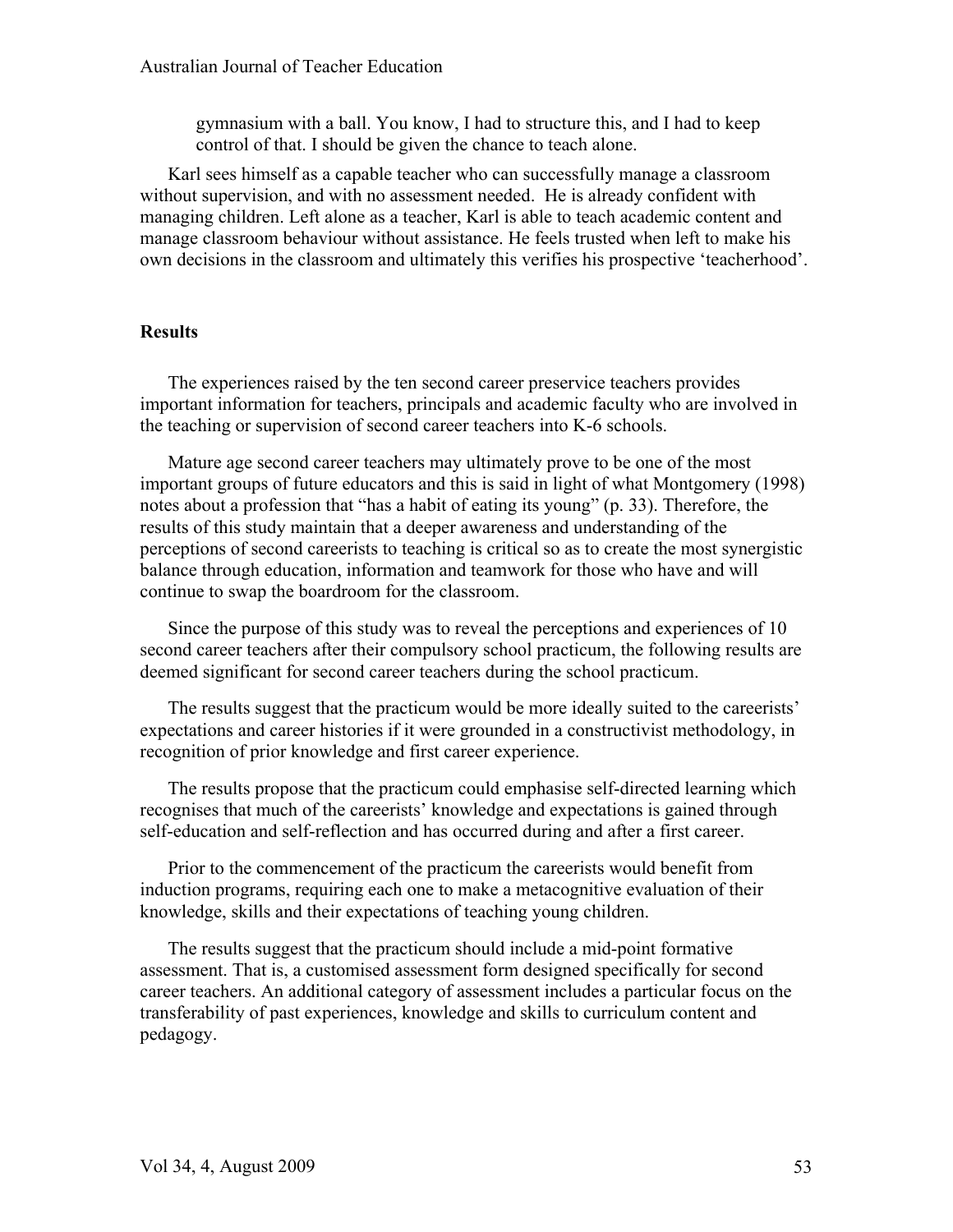> gymnasium with a ball. You know, I had to structure this, and I had to keep control of that. I should be given the chance to teach alone.

Karl sees himself as a capable teacher who can successfully manage a classroom without supervision, and with no assessment needed. He is already confident with managing children. Left alone as a teacher, Karl is able to teach academic content and manage classroom behaviour without assistance. He feels trusted when left to make his own decisions in the classroom and ultimately this verifies his prospective 'teacherhood'.

## Results

The experiences raised by the ten second career preservice teachers provides important information for teachers, principals and academic faculty who are involved in the teaching or supervision of second career teachers into K-6 schools.

Mature age second career teachers may ultimately prove to be one of the most important groups of future educators and this is said in light of what Montgomery (1998) notes about a profession that "has a habit of eating its young" (p. 33). Therefore, the results of this study maintain that a deeper awareness and understanding of the perceptions of second careerists to teaching is critical so as to create the most synergistic balance through education, information and teamwork for those who have and will continue to swap the boardroom for the classroom.

Since the purpose of this study was to reveal the perceptions and experiences of 10 second career teachers after their compulsory school practicum, the following results are deemed significant for second career teachers during the school practicum.

The results suggest that the practicum would be more ideally suited to the careerists' expectations and career histories if it were grounded in a constructivist methodology, in recognition of prior knowledge and first career experience.

The results propose that the practicum could emphasise self-directed learning which recognises that much of the careerists' knowledge and expectations is gained through self-education and self-reflection and has occurred during and after a first career.

Prior to the commencement of the practicum the careerists would benefit from induction programs, requiring each one to make a metacognitive evaluation of their knowledge, skills and their expectations of teaching young children.

The results suggest that the practicum should include a mid-point formative assessment. That is, a customised assessment form designed specifically for second career teachers. An additional category of assessment includes a particular focus on the transferability of past experiences, knowledge and skills to curriculum content and pedagogy.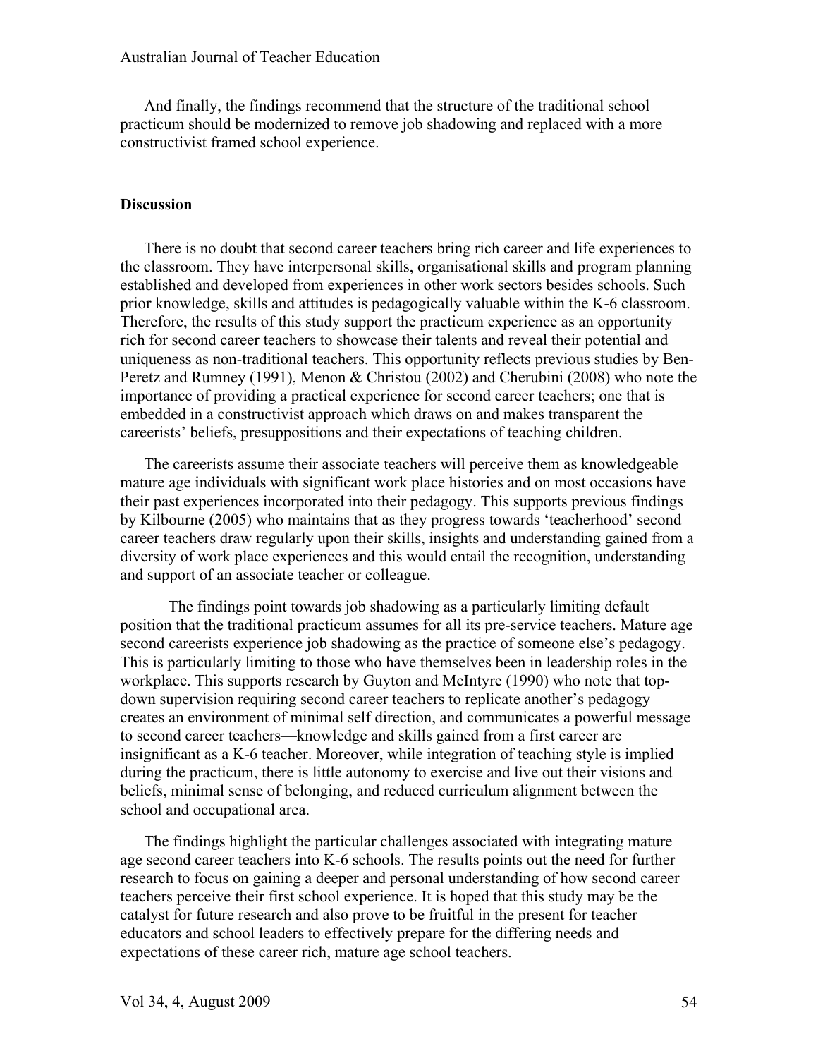And finally, the findings recommend that the structure of the traditional school practicum should be modernized to remove job shadowing and replaced with a more constructivist framed school experience.

## Discussion

There is no doubt that second career teachers bring rich career and life experiences to the classroom. They have interpersonal skills, organisational skills and program planning established and developed from experiences in other work sectors besides schools. Such prior knowledge, skills and attitudes is pedagogically valuable within the K-6 classroom. Therefore, the results of this study support the practicum experience as an opportunity rich for second career teachers to showcase their talents and reveal their potential and uniqueness as non-traditional teachers. This opportunity reflects previous studies by Ben-Peretz and Rumney (1991), Menon & Christou (2002) and Cherubini (2008) who note the importance of providing a practical experience for second career teachers; one that is embedded in a constructivist approach which draws on and makes transparent the careerists' beliefs, presuppositions and their expectations of teaching children.

The careerists assume their associate teachers will perceive them as knowledgeable mature age individuals with significant work place histories and on most occasions have their past experiences incorporated into their pedagogy. This supports previous findings by Kilbourne (2005) who maintains that as they progress towards 'teacherhood' second career teachers draw regularly upon their skills, insights and understanding gained from a diversity of work place experiences and this would entail the recognition, understanding and support of an associate teacher or colleague.

The findings point towards job shadowing as a particularly limiting default position that the traditional practicum assumes for all its pre-service teachers. Mature age second careerists experience job shadowing as the practice of someone else's pedagogy. This is particularly limiting to those who have themselves been in leadership roles in the workplace. This supports research by Guyton and McIntyre (1990) who note that top-down supervision requiring second career teachers to replicate another's pedagogy creates an environment of minimal self direction, and communicates a powerful message to second career teachers—knowledge and skills gained from a first career are insignificant as a K-6 teacher. Moreover, while integration of teaching style is implied during the practicum, there is little autonomy to exercise and live out their visions and beliefs, minimal sense of belonging, and reduced curriculum alignment between the school and occupational area.

The findings highlight the particular challenges associated with integrating mature age second career teachers into K-6 schools. The results points out the need for further research to focus on gaining a deeper and personal understanding of how second career teachers perceive their first school experience. It is hoped that this study may be the catalyst for future research and also prove to be fruitful in the present for teacher educators and school leaders to effectively prepare for the differing needs and expectations of these career rich, mature age school teachers.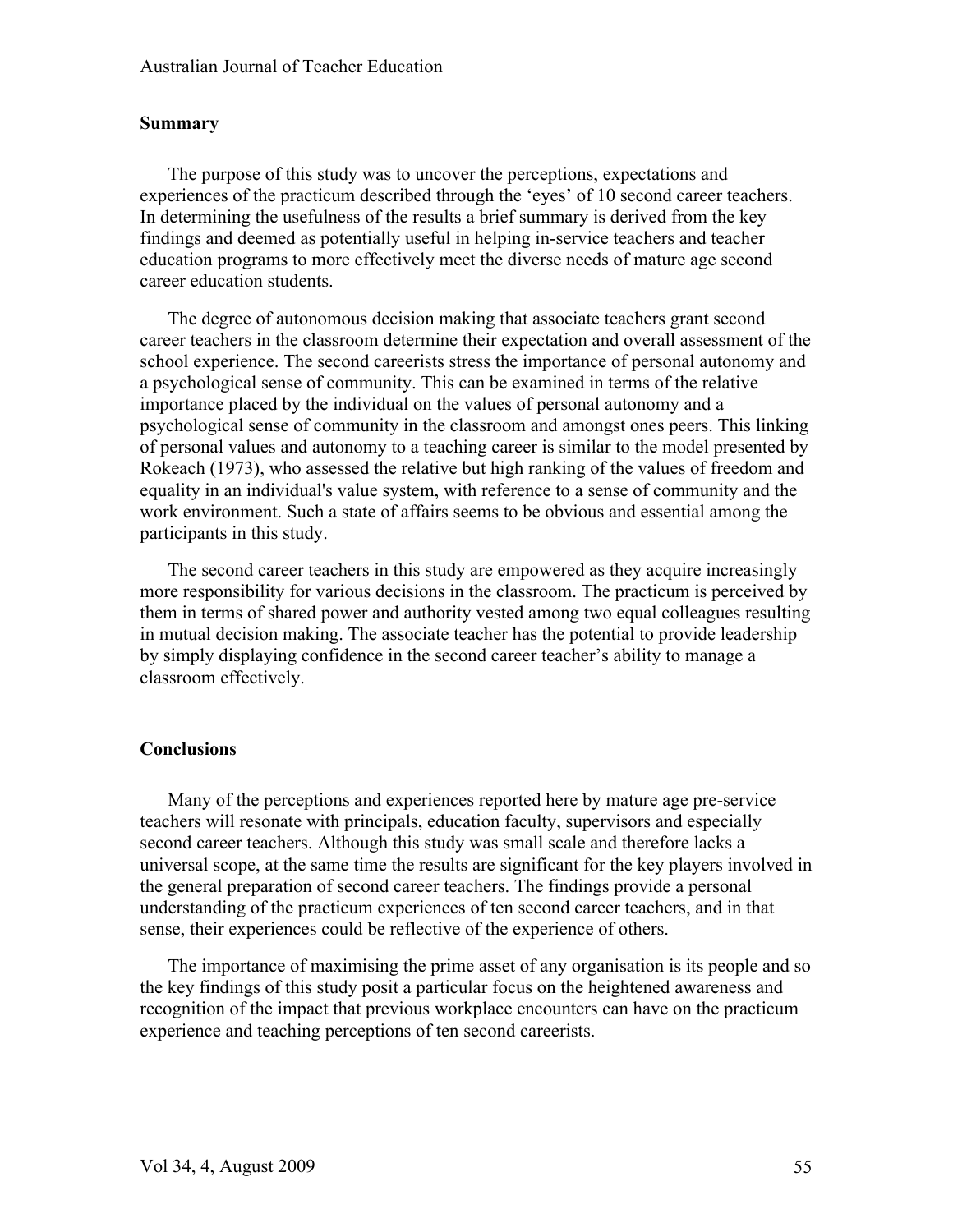## Summary

The purpose of this study was to uncover the perceptions, expectations and experiences of the practicum described through the 'eyes' of 10 second career teachers. In determining the usefulness of the results a brief summary is derived from the key findings and deemed as potentially useful in helping in-service teachers and teacher education programs to more effectively meet the diverse needs of mature age second career education students.

The degree of autonomous decision making that associate teachers grant second career teachers in the classroom determine their expectation and overall assessment of the school experience. The second careerists stress the importance of personal autonomy and a psychological sense of community. This can be examined in terms of the relative importance placed by the individual on the values of personal autonomy and a psychological sense of community in the classroom and amongst ones peers. This linking of personal values and autonomy to a teaching career is similar to the model presented by Rokeach (1973), who assessed the relative but high ranking of the values of freedom and equality in an individual's value system, with reference to a sense of community and the work environment. Such a state of affairs seems to be obvious and essential among the participants in this study.

The second career teachers in this study are empowered as they acquire increasingly more responsibility for various decisions in the classroom. The practicum is perceived by them in terms of shared power and authority vested among two equal colleagues resulting in mutual decision making. The associate teacher has the potential to provide leadership by simply displaying confidence in the second career teacher's ability to manage a classroom effectively.

## Conclusions

Many of the perceptions and experiences reported here by mature age pre-service teachers will resonate with principals, education faculty, supervisors and especially second career teachers. Although this study was small scale and therefore lacks a universal scope, at the same time the results are significant for the key players involved in the general preparation of second career teachers. The findings provide a personal understanding of the practicum experiences of ten second career teachers, and in that sense, their experiences could be reflective of the experience of others.

The importance of maximising the prime asset of any organisation is its people and so the key findings of this study posit a particular focus on the heightened awareness and recognition of the impact that previous workplace encounters can have on the practicum experience and teaching perceptions of ten second careerists.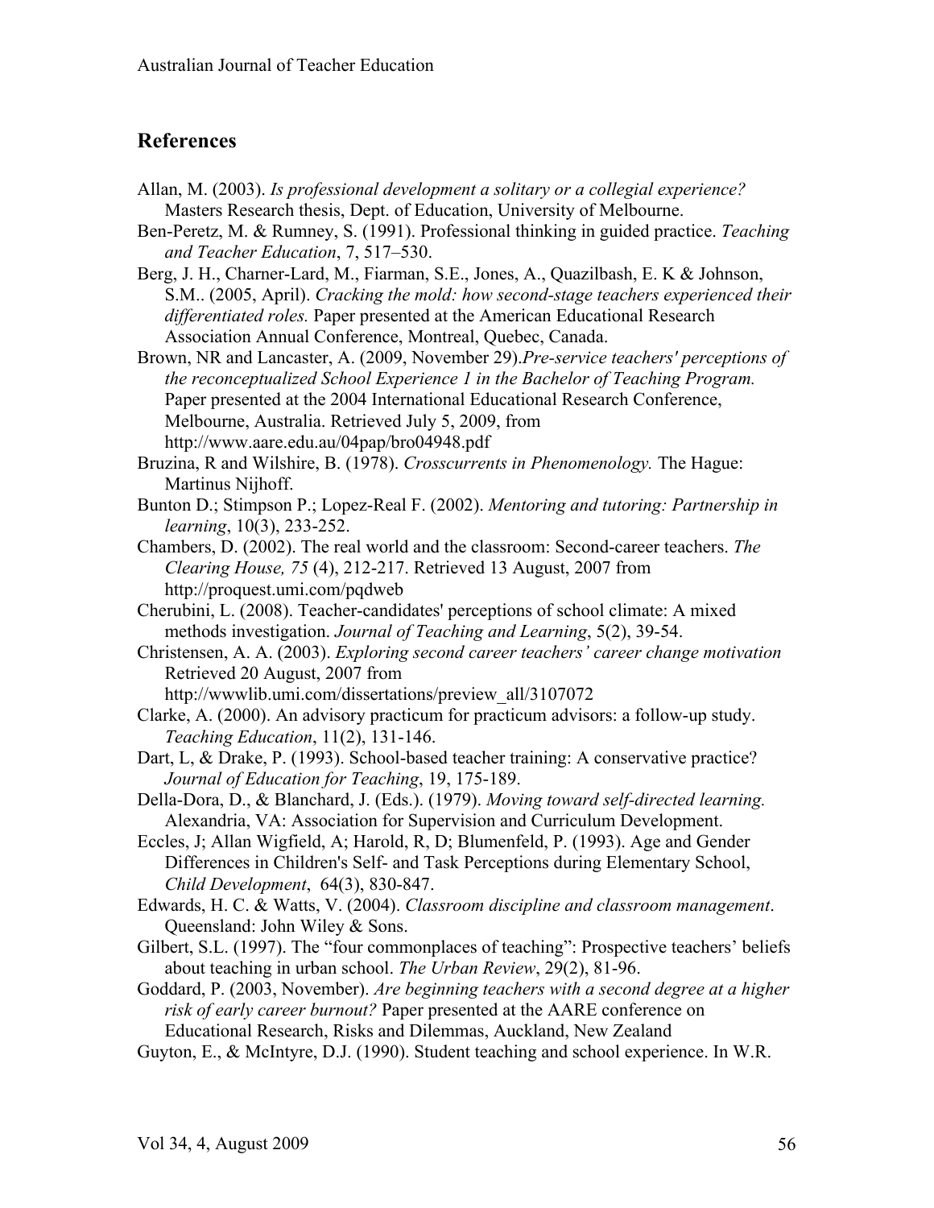## References

Allan, M. (2003). *Is professional development a solitary or a collegial experience?* Masters Research thesis, Dept. of Education, University of Melbourne.

Ben-Peretz, M. & Rumney, S. (1991). Professional thinking in guided practice. *Teaching and Teacher Education*, 7, 517–530.

Berg, J. H., Charner-Lard, M., Fiarman, S.E., Jones, A., Quazilbash, E. K & Johnson, S.M.. (2005, April). *Cracking the mold: how second-stage teachers experienced their differentiated roles.* Paper presented at the American Educational Research Association Annual Conference, Montreal, Quebec, Canada.

Brown, NR and Lancaster, A. (2009, November 29).*Pre-service teachers' perceptions of the reconceptualized School Experience 1 in the Bachelor of Teaching Program.* Paper presented at the 2004 International Educational Research Conference, Melbourne, Australia. Retrieved July 5, 2009, from http://www.aare.edu.au/04pap/bro04948.pdf

Bruzina, R and Wilshire, B. (1978). *Crosscurrents in Phenomenology.* The Hague: Martinus Nijhoff.

Bunton D.; Stimpson P.; Lopez-Real F. (2002). *Mentoring and tutoring: Partnership in learning*, 10(3), 233-252.

Chambers, D. (2002). The real world and the classroom: Second-career teachers. *The Clearing House, 75* (4), 212-217. Retrieved 13 August, 2007 from http://proquest.umi.com/pqdweb

Cherubini, L. (2008). Teacher-candidates' perceptions of school climate: A mixed methods investigation. *Journal of Teaching and Learning*, 5(2), 39-54.

Christensen, A. A. (2003). *Exploring second career teachers' career change motivation* Retrieved 20 August, 2007 from http://wwwlib.umi.com/dissertations/preview_all/3107072

Clarke, A. (2000). An advisory practicum for practicum advisors: a follow-up study. *Teaching Education*, 11(2), 131-146.

Dart, L, & Drake, P. (1993). School-based teacher training: A conservative practice? *Journal of Education for Teaching*, 19, 175-189.

Della-Dora, D., & Blanchard, J. (Eds.). (1979). *Moving toward self-directed learning.* Alexandria, VA: Association for Supervision and Curriculum Development.

Eccles, J; Allan Wigfield, A; Harold, R, D; Blumenfeld, P. (1993). Age and Gender Differences in Children's Self- and Task Perceptions during Elementary School, *Child Development*, 64(3), 830-847.

Edwards, H. C. & Watts, V. (2004). *Classroom discipline and classroom management*. Queensland: John Wiley & Sons.

Gilbert, S.L. (1997). The "four commonplaces of teaching": Prospective teachers' beliefs about teaching in urban school. *The Urban Review*, 29(2), 81-96.

Goddard, P. (2003, November). *Are beginning teachers with a second degree at a higher risk of early career burnout?* Paper presented at the AARE conference on Educational Research, Risks and Dilemmas, Auckland, New Zealand

Guyton, E., & McIntyre, D.J. (1990). Student teaching and school experience. In W.R.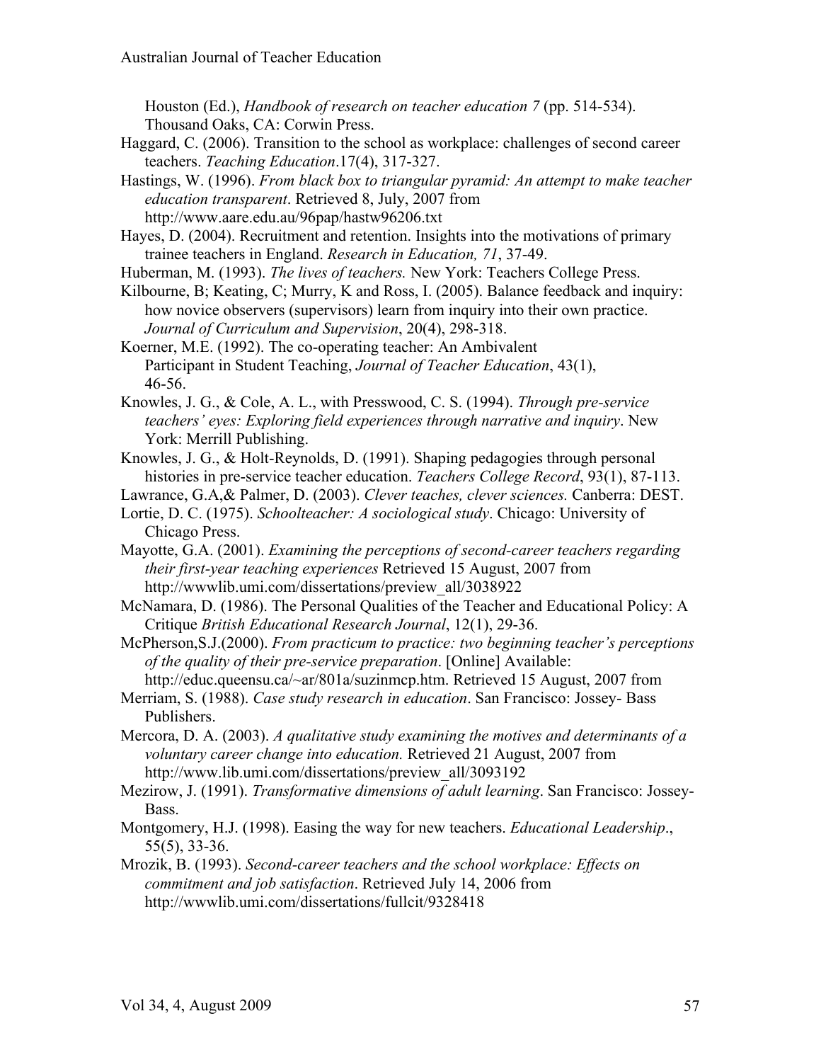Houston (Ed.), *Handbook of research on teacher education 7* (pp. 514-534). Thousand Oaks, CA: Corwin Press.

Haggard, C. (2006). Transition to the school as workplace: challenges of second career teachers. *Teaching Education*.17(4), 317-327.

Hastings, W. (1996). *From black box to triangular pyramid: An attempt to make teacher education transparent*. Retrieved 8, July, 2007 from http://www.aare.edu.au/96pap/hastw96206.txt

Hayes, D. (2004). Recruitment and retention. Insights into the motivations of primary trainee teachers in England. *Research in Education, 71*, 37-49.

Huberman, M. (1993). *The lives of teachers.* New York: Teachers College Press.

Kilbourne, B; Keating, C; Murry, K and Ross, I. (2005). Balance feedback and inquiry: how novice observers (supervisors) learn from inquiry into their own practice. *Journal of Curriculum and Supervision*, 20(4), 298-318.

Koerner, M.E. (1992). The co-operating teacher: An Ambivalent Participant in Student Teaching, *Journal of Teacher Education*, 43(1), 46-56.

Knowles, J. G., & Cole, A. L., with Presswood, C. S. (1994). *Through pre-service teachers' eyes: Exploring field experiences through narrative and inquiry*. New York: Merrill Publishing.

Knowles, J. G., & Holt-Reynolds, D. (1991). Shaping pedagogies through personal histories in pre-service teacher education. *Teachers College Record*, 93(1), 87-113.

Lawrance, G.A,& Palmer, D. (2003). *Clever teaches, clever sciences.* Canberra: DEST.

Lortie, D. C. (1975). *Schoolteacher: A sociological study*. Chicago: University of Chicago Press.

Mayotte, G.A. (2001). *Examining the perceptions of second-career teachers regarding their first-year teaching experiences* Retrieved 15 August, 2007 from http://wwwlib.umi.com/dissertations/preview_all/3038922

McNamara, D. (1986). The Personal Qualities of the Teacher and Educational Policy: A Critique *British Educational Research Journal*, 12(1), 29-36.

McPherson,S.J.(2000). *From practicum to practice: two beginning teacher's perceptions of the quality of their pre-service preparation*. [Online] Available: http://educ.queensu.ca/~ar/801a/suzinmcp.htm. Retrieved 15 August, 2007 from

Merriam, S. (1988). *Case study research in education*. San Francisco: Jossey- Bass Publishers.

Mercora, D. A. (2003). *A qualitative study examining the motives and determinants of a voluntary career change into education.* Retrieved 21 August, 2007 from http://www.lib.umi.com/dissertations/preview_all/3093192

Mezirow, J. (1991). *Transformative dimensions of adult learning*. San Francisco: Jossey-Bass.

Montgomery, H.J. (1998). Easing the way for new teachers. *Educational Leadership*., 55(5), 33-36.

Mrozik, B. (1993). *Second-career teachers and the school workplace: Effects on commitment and job satisfaction*. Retrieved July 14, 2006 from http://wwwlib.umi.com/dissertations/fullcit/9328418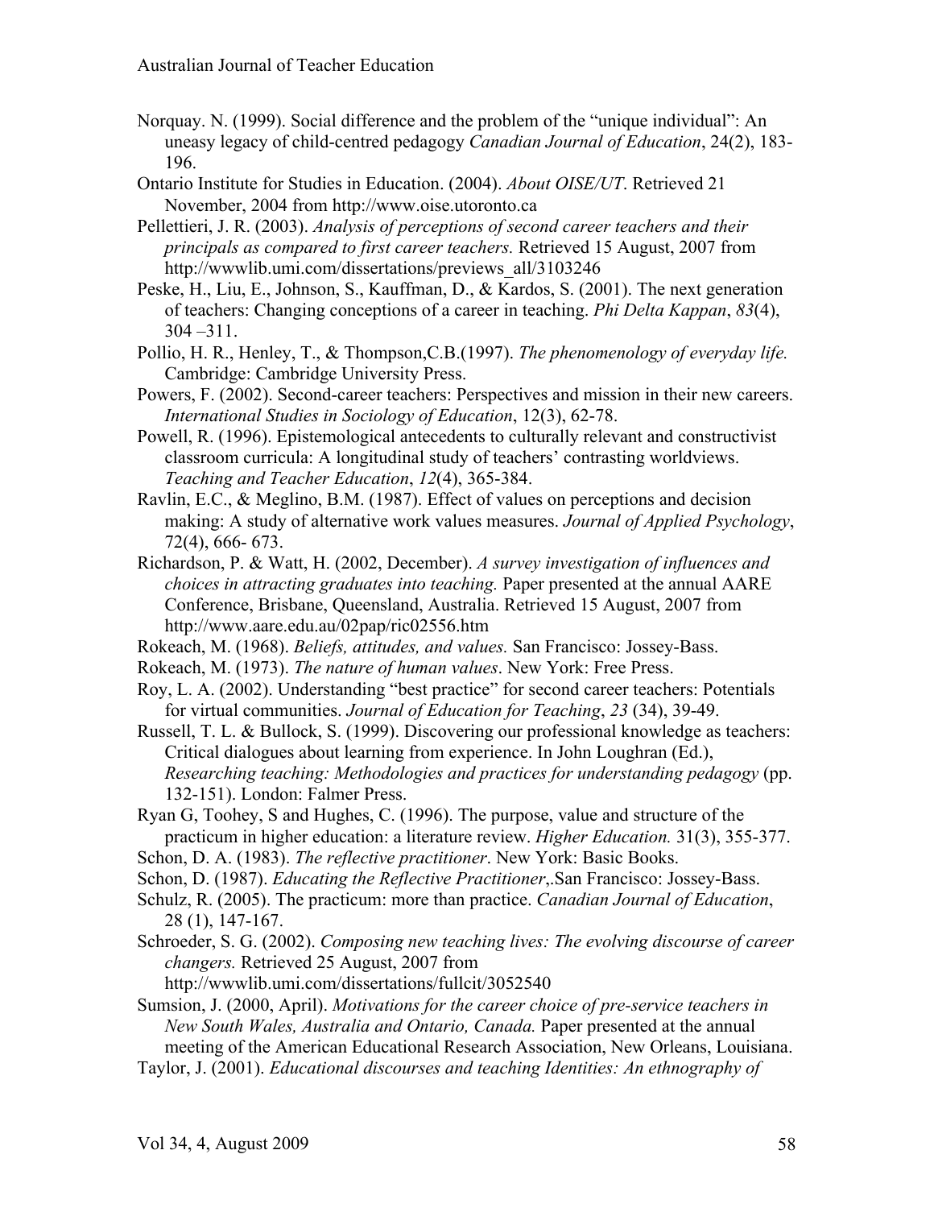Norquay. N. (1999). Social difference and the problem of the "unique individual": An uneasy legacy of child-centred pedagogy *Canadian Journal of Education*, 24(2), 183-196.

Ontario Institute for Studies in Education. (2004). *About OISE/UT*. Retrieved 21 November, 2004 from http://www.oise.utoronto.ca

Pellettieri, J. R. (2003). *Analysis of perceptions of second career teachers and their principals as compared to first career teachers.* Retrieved 15 August, 2007 from http://wwwlib.umi.com/dissertations/previews_all/3103246

Peske, H., Liu, E., Johnson, S., Kauffman, D., & Kardos, S. (2001). The next generation of teachers: Changing conceptions of a career in teaching. *Phi Delta Kappan*, *83*(4), 304 –311.

Pollio, H. R., Henley, T., & Thompson,C.B.(1997). *The phenomenology of everyday life.* Cambridge: Cambridge University Press.

Powers, F. (2002). Second-career teachers: Perspectives and mission in their new careers. *International Studies in Sociology of Education*, 12(3), 62-78.

Powell, R. (1996). Epistemological antecedents to culturally relevant and constructivist classroom curricula: A longitudinal study of teachers' contrasting worldviews. *Teaching and Teacher Education*, *12*(4), 365-384.

Ravlin, E.C., & Meglino, B.M. (1987). Effect of values on perceptions and decision making: A study of alternative work values measures. *Journal of Applied Psychology*, 72(4), 666- 673.

Richardson, P. & Watt, H. (2002, December). *A survey investigation of influences and choices in attracting graduates into teaching.* Paper presented at the annual AARE Conference, Brisbane, Queensland, Australia. Retrieved 15 August, 2007 from http://www.aare.edu.au/02pap/ric02556.htm

Rokeach, M. (1968). *Beliefs, attitudes, and values.* San Francisco: Jossey-Bass.

Rokeach, M. (1973). *The nature of human values*. New York: Free Press.

Roy, L. A. (2002). Understanding "best practice" for second career teachers: Potentials for virtual communities. *Journal of Education for Teaching*, *23* (34), 39-49.

Russell, T. L. & Bullock, S. (1999). Discovering our professional knowledge as teachers: Critical dialogues about learning from experience. In John Loughran (Ed.), *Researching teaching: Methodologies and practices for understanding pedagogy* (pp. 132-151). London: Falmer Press.

Ryan G, Toohey, S and Hughes, C. (1996). The purpose, value and structure of the practicum in higher education: a literature review. *Higher Education.* 31(3), 355-377.

Schon, D. A. (1983). *The reflective practitioner*. New York: Basic Books.

Schon, D. (1987). *Educating the Reflective Practitioner*,.San Francisco: Jossey-Bass.

Schulz, R. (2005). The practicum: more than practice. *Canadian Journal of Education*, 28 (1), 147-167.

Schroeder, S. G. (2002). *Composing new teaching lives: The evolving discourse of career changers.* Retrieved 25 August, 2007 from http://wwwlib.umi.com/dissertations/fullcit/3052540

Sumsion, J. (2000, April). *Motivations for the career choice of pre-service teachers in New South Wales, Australia and Ontario, Canada.* Paper presented at the annual meeting of the American Educational Research Association, New Orleans, Louisiana.

Taylor, J. (2001). *Educational discourses and teaching Identities: An ethnography of*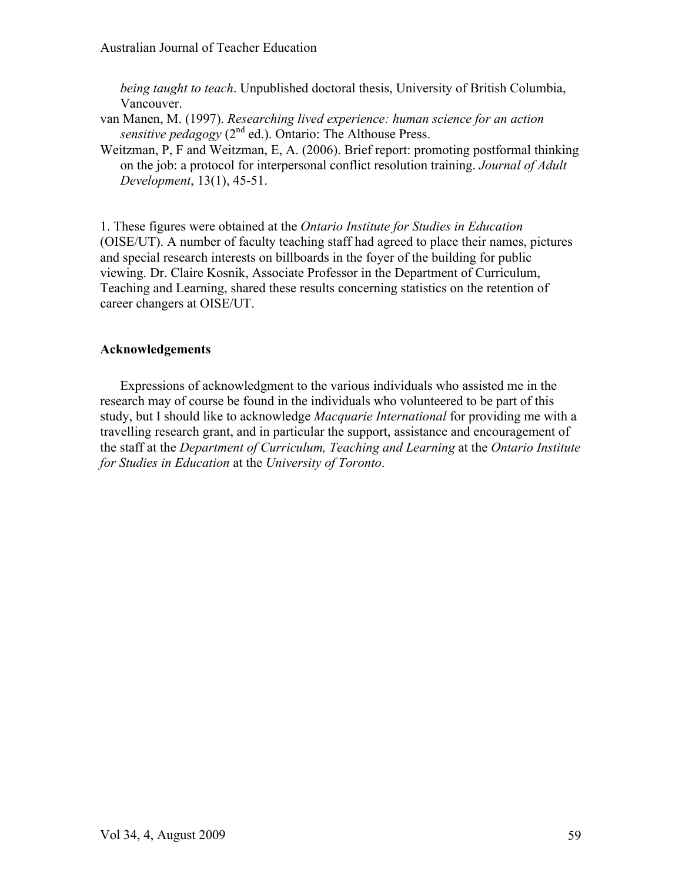*being taught to teach*. Unpublished doctoral thesis, University of British Columbia, Vancouver.

van Manen, M. (1997). *Researching lived experience: human science for an action sensitive pedagogy* (2nd ed.). Ontario: The Althouse Press.

Weitzman, P, F and Weitzman, E, A. (2006). Brief report: promoting postformal thinking on the job: a protocol for interpersonal conflict resolution training. *Journal of Adult Development*, 13(1), 45-51.

1. These figures were obtained at the *Ontario Institute for Studies in Education* (OISE/UT). A number of faculty teaching staff had agreed to place their names, pictures and special research interests on billboards in the foyer of the building for public viewing. Dr. Claire Kosnik, Associate Professor in the Department of Curriculum, Teaching and Learning, shared these results concerning statistics on the retention of career changers at OISE/UT.

**Acknowledgements**

Expressions of acknowledgment to the various individuals who assisted me in the research may of course be found in the individuals who volunteered to be part of this study, but I should like to acknowledge *Macquarie International* for providing me with a travelling research grant, and in particular the support, assistance and encouragement of the staff at the *Department of Curriculum, Teaching and Learning* at the *Ontario Institute for Studies in Education* at the *University of Toronto*.